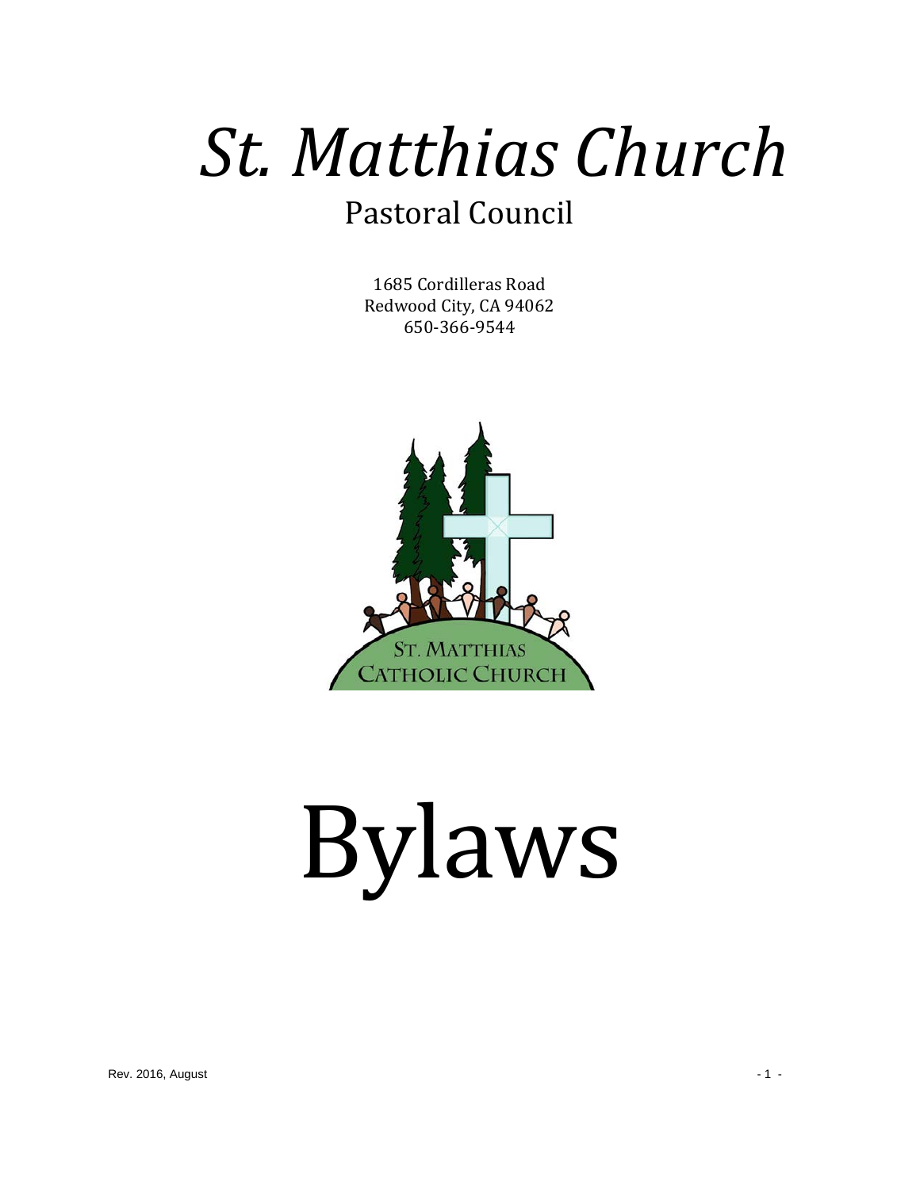# *St. Matthias Church*

## Pastoral Council

1685 Cordilleras Road
Redwood City, CA 94062
650-366-9544

ST. MATTHIAS
CATHOLIC CHURCH

# Bylaws

Rev. 2016, August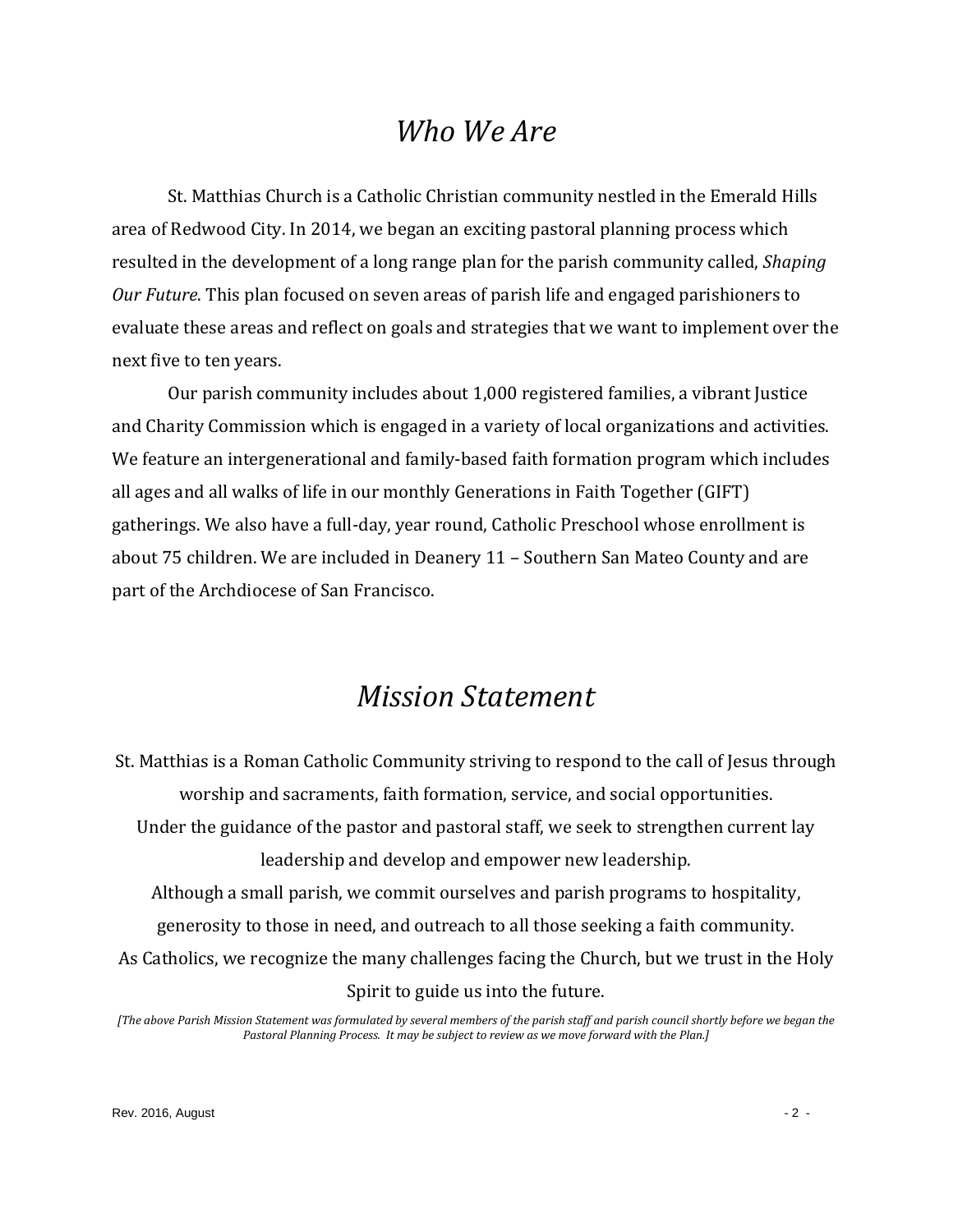# *Who We Are*

St. Matthias Church is a Catholic Christian community nestled in the Emerald Hills area of Redwood City. In 2014, we began an exciting pastoral planning process which resulted in the development of a long range plan for the parish community called, *Shaping Our Future*. This plan focused on seven areas of parish life and engaged parishioners to evaluate these areas and reflect on goals and strategies that we want to implement over the next five to ten years.

Our parish community includes about 1,000 registered families, a vibrant Justice and Charity Commission which is engaged in a variety of local organizations and activities. We feature an intergenerational and family-based faith formation program which includes all ages and all walks of life in our monthly Generations in Faith Together (GIFT) gatherings. We also have a full-day, year round, Catholic Preschool whose enrollment is about 75 children. We are included in Deanery 11 – Southern San Mateo County and are part of the Archdiocese of San Francisco.

# *Mission Statement*

St. Matthias is a Roman Catholic Community striving to respond to the call of Jesus through worship and sacraments, faith formation, service, and social opportunities.

Under the guidance of the pastor and pastoral staff, we seek to strengthen current lay leadership and develop and empower new leadership.

Although a small parish, we commit ourselves and parish programs to hospitality, generosity to those in need, and outreach to all those seeking a faith community.

As Catholics, we recognize the many challenges facing the Church, but we trust in the Holy Spirit to guide us into the future.

*[The above Parish Mission Statement was formulated by several members of the parish staff and parish council shortly before we began the Pastoral Planning Process. It may be subject to review as we move forward with the Plan.]*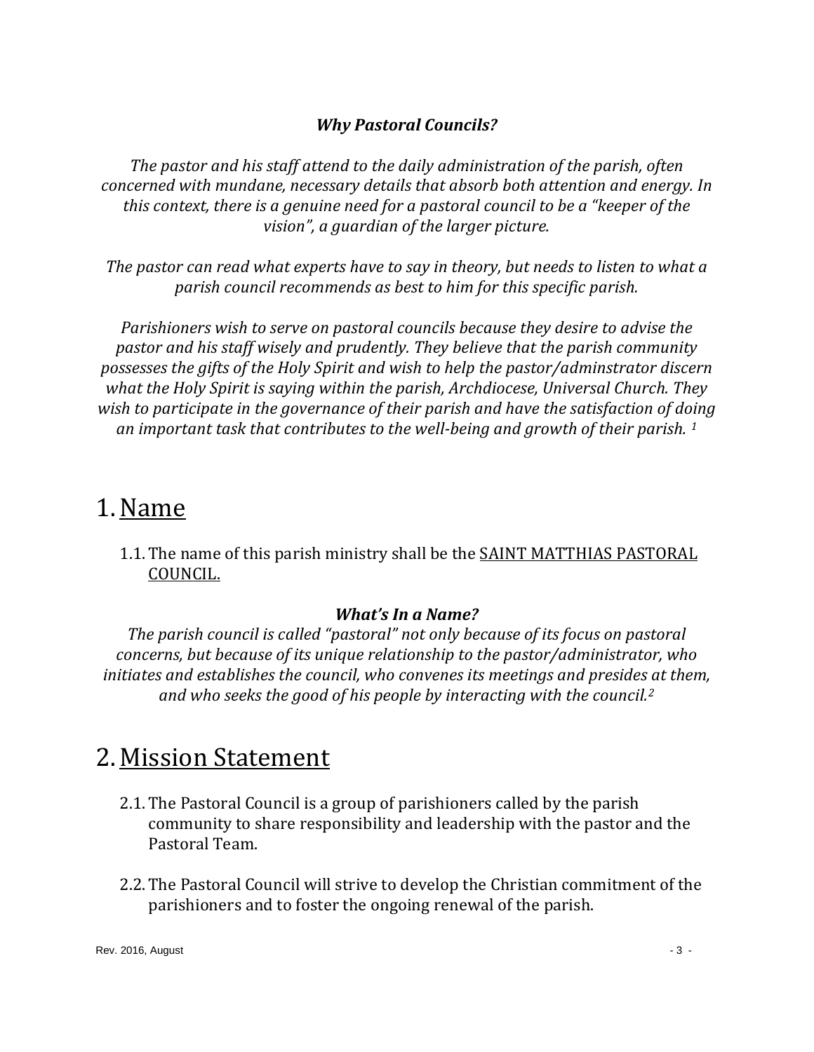***Why Pastoral Councils?***

*The pastor and his staff attend to the daily administration of the parish, often concerned with mundane, necessary details that absorb both attention and energy. In this context, there is a genuine need for a pastoral council to be a "keeper of the vision", a guardian of the larger picture.*

*The pastor can read what experts have to say in theory, but needs to listen to what a parish council recommends as best to him for this specific parish.*

*Parishioners wish to serve on pastoral councils because they desire to advise the pastor and his staff wisely and prudently. They believe that the parish community possesses the gifts of the Holy Spirit and wish to help the pastor/adminstrator discern what the Holy Spirit is saying within the parish, Archdiocese, Universal Church. They wish to participate in the governance of their parish and have the satisfaction of doing an important task that contributes to the well-being and growth of their parish.* [1]

# 1. Name

1.1. The name of this parish ministry shall be the SAINT MATTHIAS PASTORAL COUNCIL.

***What's In a Name?***

*The parish council is called "pastoral" not only because of its focus on pastoral concerns, but because of its unique relationship to the pastor/administrator, who initiates and establishes the council, who convenes its meetings and presides at them, and who seeks the good of his people by interacting with the council.*[2]

# 2. Mission Statement

2.1. The Pastoral Council is a group of parishioners called by the parish community to share responsibility and leadership with the pastor and the Pastoral Team.

2.2. The Pastoral Council will strive to develop the Christian commitment of the parishioners and to foster the ongoing renewal of the parish.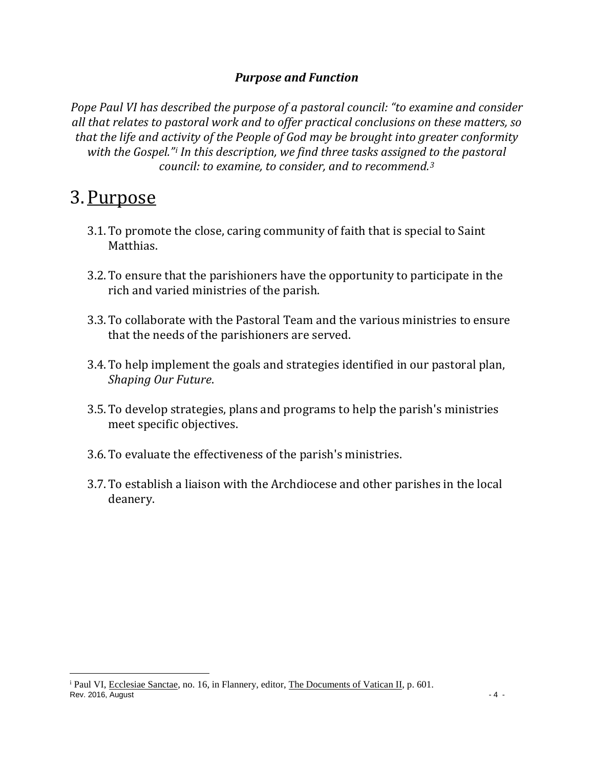***Purpose and Function***

*Pope Paul VI has described the purpose of a pastoral council: "to examine and consider all that relates to pastoral work and to offer practical conclusions on these matters, so that the life and activity of the People of God may be brought into greater conformity with the Gospel."[i] In this description, we find three tasks assigned to the pastoral council: to examine, to consider, and to recommend.[3]*

# 3. Purpose

3.1. To promote the close, caring community of faith that is special to Saint Matthias.

3.2. To ensure that the parishioners have the opportunity to participate in the rich and varied ministries of the parish.

3.3. To collaborate with the Pastoral Team and the various ministries to ensure that the needs of the parishioners are served.

3.4. To help implement the goals and strategies identified in our pastoral plan, *Shaping Our Future*.

3.5. To develop strategies, plans and programs to help the parish's ministries meet specific objectives.

3.6. To evaluate the effectiveness of the parish's ministries.

3.7. To establish a liaison with the Archdiocese and other parishes in the local deanery.

---

[i] Paul VI, Ecclesiae Sanctae, no. 16, in Flannery, editor, The Documents of Vatican II, p. 601.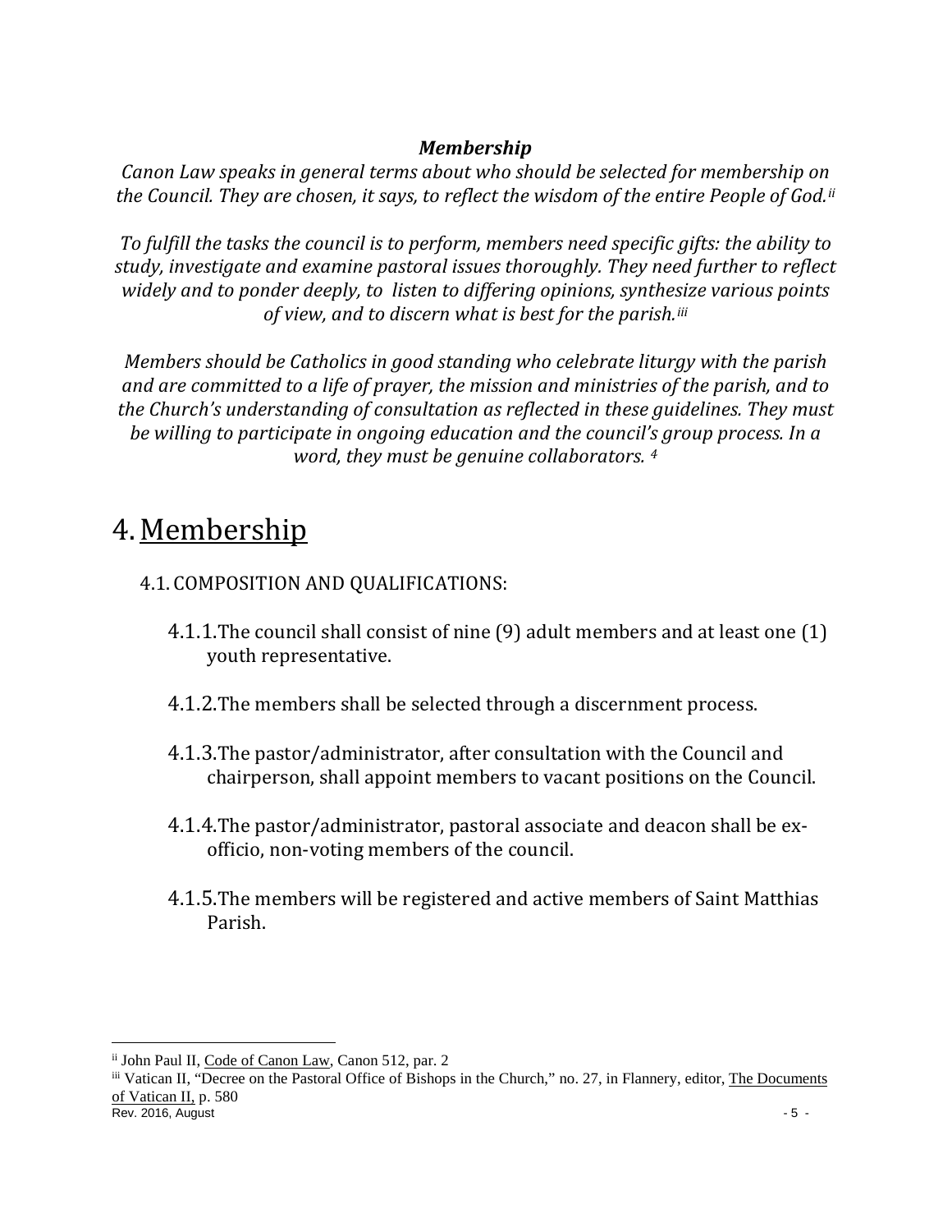***Membership***

*Canon Law speaks in general terms about who should be selected for membership on the Council. They are chosen, it says, to reflect the wisdom of the entire People of God.*[ii]

*To fulfill the tasks the council is to perform, members need specific gifts: the ability to study, investigate and examine pastoral issues thoroughly. They need further to reflect widely and to ponder deeply, to listen to differing opinions, synthesize various points of view, and to discern what is best for the parish.*[iii]

*Members should be Catholics in good standing who celebrate liturgy with the parish and are committed to a life of prayer, the mission and ministries of the parish, and to the Church's understanding of consultation as reflected in these guidelines. They must be willing to participate in ongoing education and the council's group process. In a word, they must be genuine collaborators.* [4]

# 4. Membership

4.1. COMPOSITION AND QUALIFICATIONS:

4.1.1. The council shall consist of nine (9) adult members and at least one (1) youth representative.

4.1.2. The members shall be selected through a discernment process.

4.1.3. The pastor/administrator, after consultation with the Council and chairperson, shall appoint members to vacant positions on the Council.

4.1.4. The pastor/administrator, pastoral associate and deacon shall be ex-officio, non-voting members of the council.

4.1.5. The members will be registered and active members of Saint Matthias Parish.

---

[ii] John Paul II, Code of Canon Law, Canon 512, par. 2

[iii] Vatican II, "Decree on the Pastoral Office of Bishops in the Church," no. 27, in Flannery, editor, The Documents of Vatican II, p. 580

Rev. 2016, August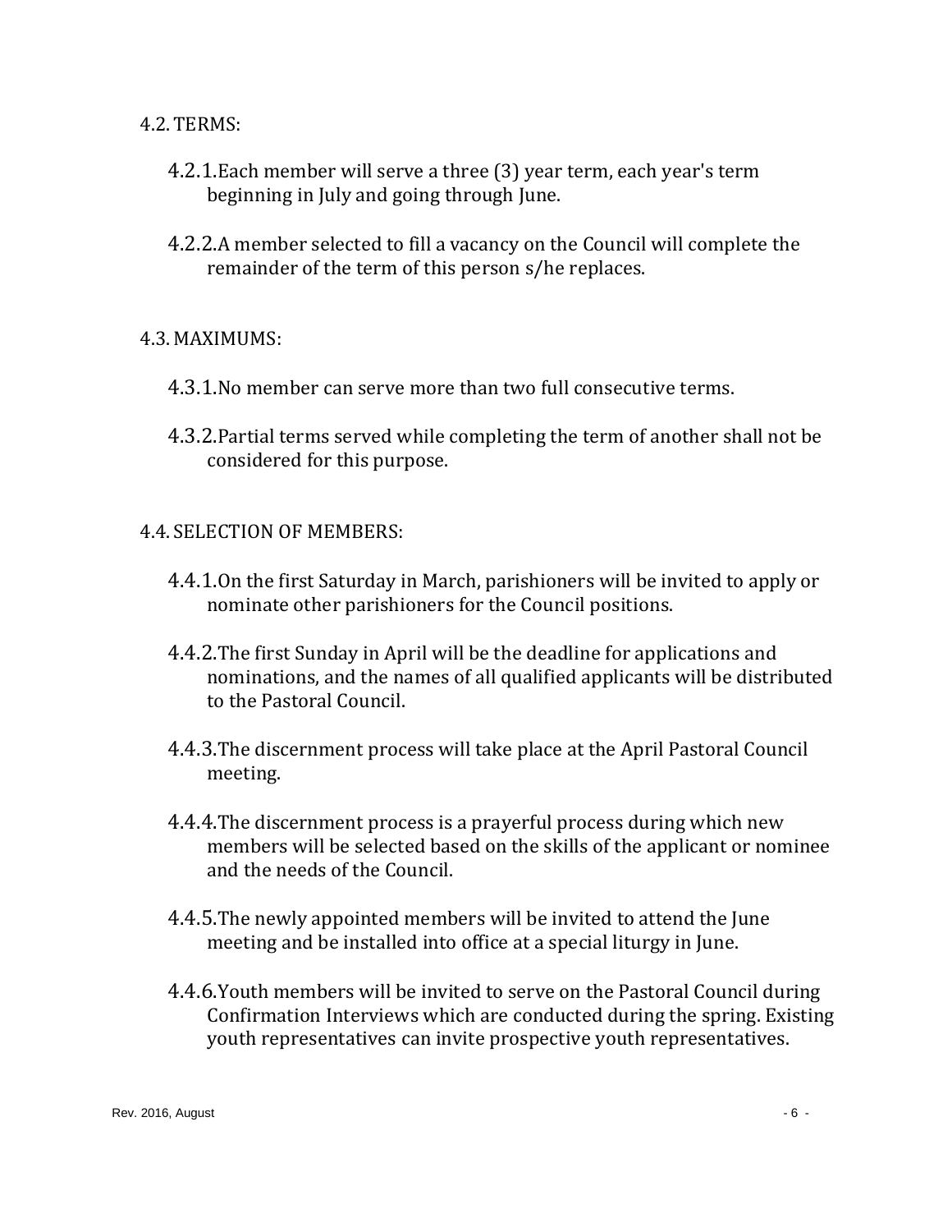4.2. TERMS:

- 4.2.1. Each member will serve a three (3) year term, each year's term beginning in July and going through June.

- 4.2.2. A member selected to fill a vacancy on the Council will complete the remainder of the term of this person s/he replaces.

4.3. MAXIMUMS:

- 4.3.1. No member can serve more than two full consecutive terms.

- 4.3.2. Partial terms served while completing the term of another shall not be considered for this purpose.

4.4. SELECTION OF MEMBERS:

- 4.4.1. On the first Saturday in March, parishioners will be invited to apply or nominate other parishioners for the Council positions.

- 4.4.2. The first Sunday in April will be the deadline for applications and nominations, and the names of all qualified applicants will be distributed to the Pastoral Council.

- 4.4.3. The discernment process will take place at the April Pastoral Council meeting.

- 4.4.4. The discernment process is a prayerful process during which new members will be selected based on the skills of the applicant or nominee and the needs of the Council.

- 4.4.5. The newly appointed members will be invited to attend the June meeting and be installed into office at a special liturgy in June.

- 4.4.6. Youth members will be invited to serve on the Pastoral Council during Confirmation Interviews which are conducted during the spring. Existing youth representatives can invite prospective youth representatives.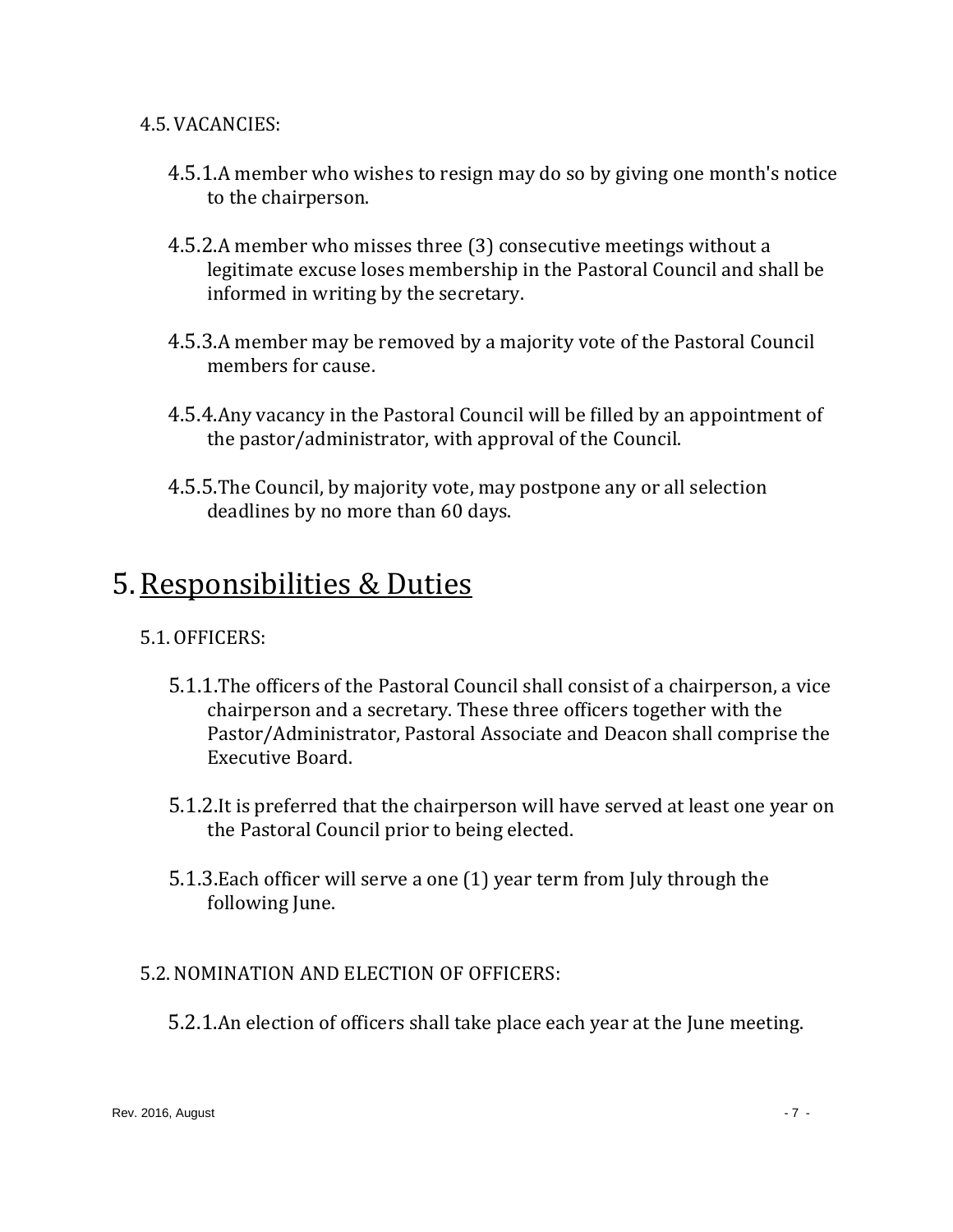4.5. VACANCIES:

4.5.1. A member who wishes to resign may do so by giving one month's notice to the chairperson.

4.5.2. A member who misses three (3) consecutive meetings without a legitimate excuse loses membership in the Pastoral Council and shall be informed in writing by the secretary.

4.5.3. A member may be removed by a majority vote of the Pastoral Council members for cause.

4.5.4. Any vacancy in the Pastoral Council will be filled by an appointment of the pastor/administrator, with approval of the Council.

4.5.5. The Council, by majority vote, may postpone any or all selection deadlines by no more than 60 days.

# 5. Responsibilities & Duties

5.1. OFFICERS:

5.1.1. The officers of the Pastoral Council shall consist of a chairperson, a vice chairperson and a secretary. These three officers together with the Pastor/Administrator, Pastoral Associate and Deacon shall comprise the Executive Board.

5.1.2. It is preferred that the chairperson will have served at least one year on the Pastoral Council prior to being elected.

5.1.3. Each officer will serve a one (1) year term from July through the following June.

5.2. NOMINATION AND ELECTION OF OFFICERS:

5.2.1. An election of officers shall take place each year at the June meeting.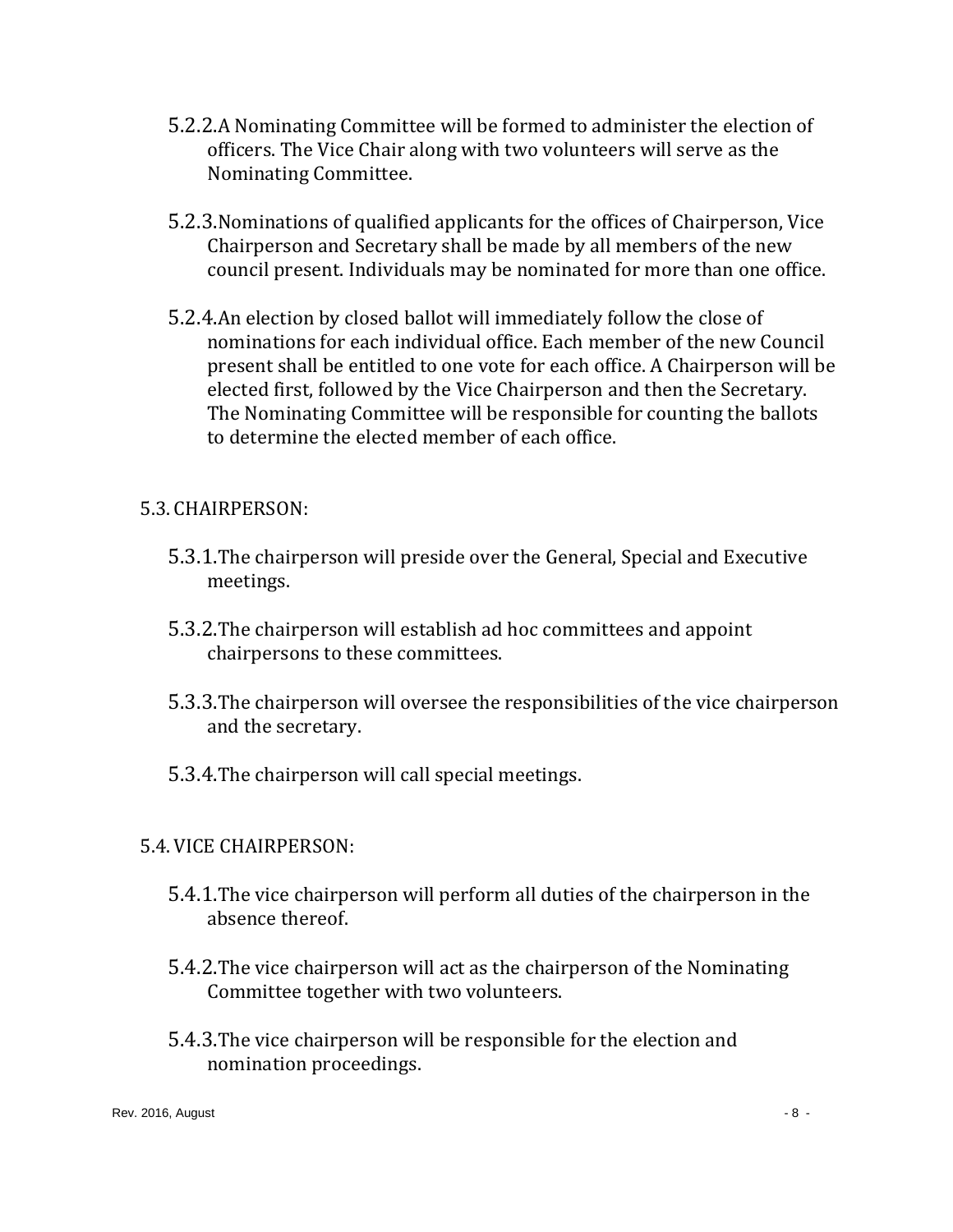5.2.2. A Nominating Committee will be formed to administer the election of officers. The Vice Chair along with two volunteers will serve as the Nominating Committee.

5.2.3. Nominations of qualified applicants for the offices of Chairperson, Vice Chairperson and Secretary shall be made by all members of the new council present. Individuals may be nominated for more than one office.

5.2.4. An election by closed ballot will immediately follow the close of nominations for each individual office. Each member of the new Council present shall be entitled to one vote for each office. A Chairperson will be elected first, followed by the Vice Chairperson and then the Secretary. The Nominating Committee will be responsible for counting the ballots to determine the elected member of each office.

5.3. CHAIRPERSON:

5.3.1. The chairperson will preside over the General, Special and Executive meetings.

5.3.2. The chairperson will establish ad hoc committees and appoint chairpersons to these committees.

5.3.3. The chairperson will oversee the responsibilities of the vice chairperson and the secretary.

5.3.4. The chairperson will call special meetings.

5.4. VICE CHAIRPERSON:

5.4.1. The vice chairperson will perform all duties of the chairperson in the absence thereof.

5.4.2. The vice chairperson will act as the chairperson of the Nominating Committee together with two volunteers.

5.4.3. The vice chairperson will be responsible for the election and nomination proceedings.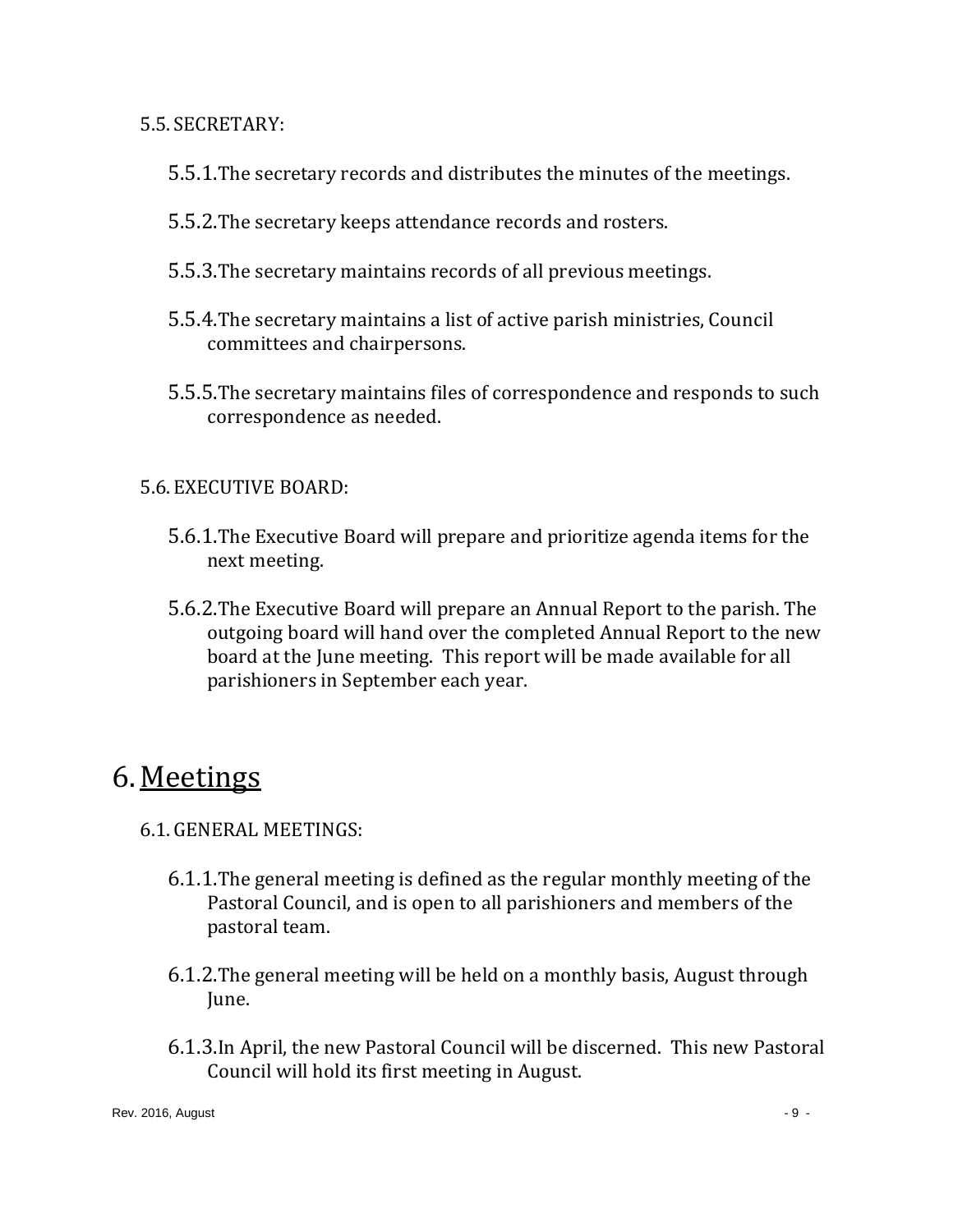5.5. SECRETARY:

5.5.1. The secretary records and distributes the minutes of the meetings.

5.5.2. The secretary keeps attendance records and rosters.

5.5.3. The secretary maintains records of all previous meetings.

5.5.4. The secretary maintains a list of active parish ministries, Council committees and chairpersons.

5.5.5. The secretary maintains files of correspondence and responds to such correspondence as needed.

5.6. EXECUTIVE BOARD:

5.6.1. The Executive Board will prepare and prioritize agenda items for the next meeting.

5.6.2. The Executive Board will prepare an Annual Report to the parish. The outgoing board will hand over the completed Annual Report to the new board at the June meeting. This report will be made available for all parishioners in September each year.

# 6. Meetings

6.1. GENERAL MEETINGS:

6.1.1. The general meeting is defined as the regular monthly meeting of the Pastoral Council, and is open to all parishioners and members of the pastoral team.

6.1.2. The general meeting will be held on a monthly basis, August through June.

6.1.3. In April, the new Pastoral Council will be discerned. This new Pastoral Council will hold its first meeting in August.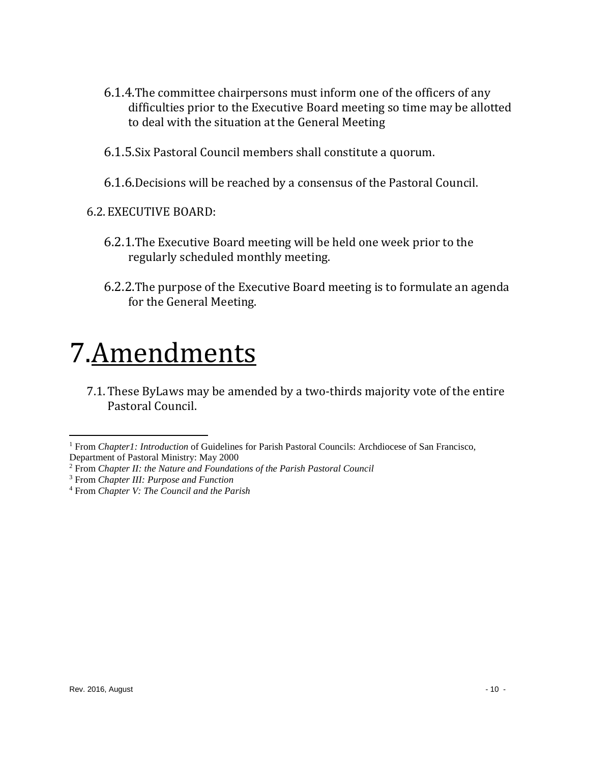6.1.4. The committee chairpersons must inform one of the officers of any difficulties prior to the Executive Board meeting so time may be allotted to deal with the situation at the General Meeting

6.1.5. Six Pastoral Council members shall constitute a quorum.

6.1.6. Decisions will be reached by a consensus of the Pastoral Council.

6.2. EXECUTIVE BOARD:

6.2.1. The Executive Board meeting will be held one week prior to the regularly scheduled monthly meeting.

6.2.2. The purpose of the Executive Board meeting is to formulate an agenda for the General Meeting.

# 7. Amendments

7.1. These ByLaws may be amended by a two-thirds majority vote of the entire Pastoral Council.

---

[1] From *Chapter1: Introduction* of Guidelines for Parish Pastoral Councils: Archdiocese of San Francisco, Department of Pastoral Ministry: May 2000

[2] From *Chapter II: the Nature and Foundations of the Parish Pastoral Council*

[3] From *Chapter III: Purpose and Function*

[4] From *Chapter V: The Council and the Parish*

Rev. 2016, August